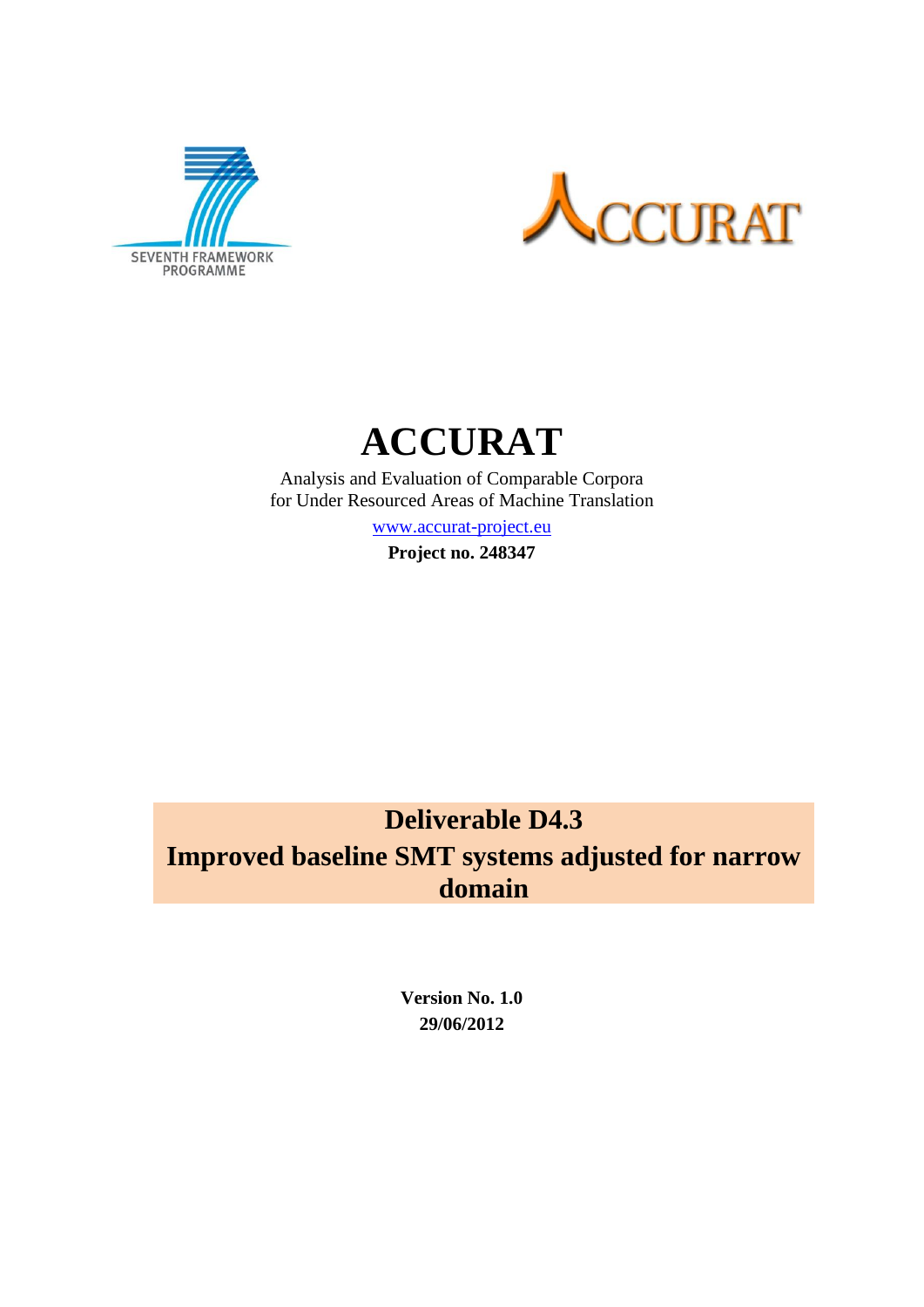SEVENTH FRAMEWORK PROGRAMME

# ACCURAT

Analysis and Evaluation of Comparable Corpora
for Under Resourced Areas of Machine Translation

www.accurat-project.eu

**Project no. 248347**

## Deliverable D4.3
## Improved baseline SMT systems adjusted for narrow domain

**Version No. 1.0**
**29/06/2012**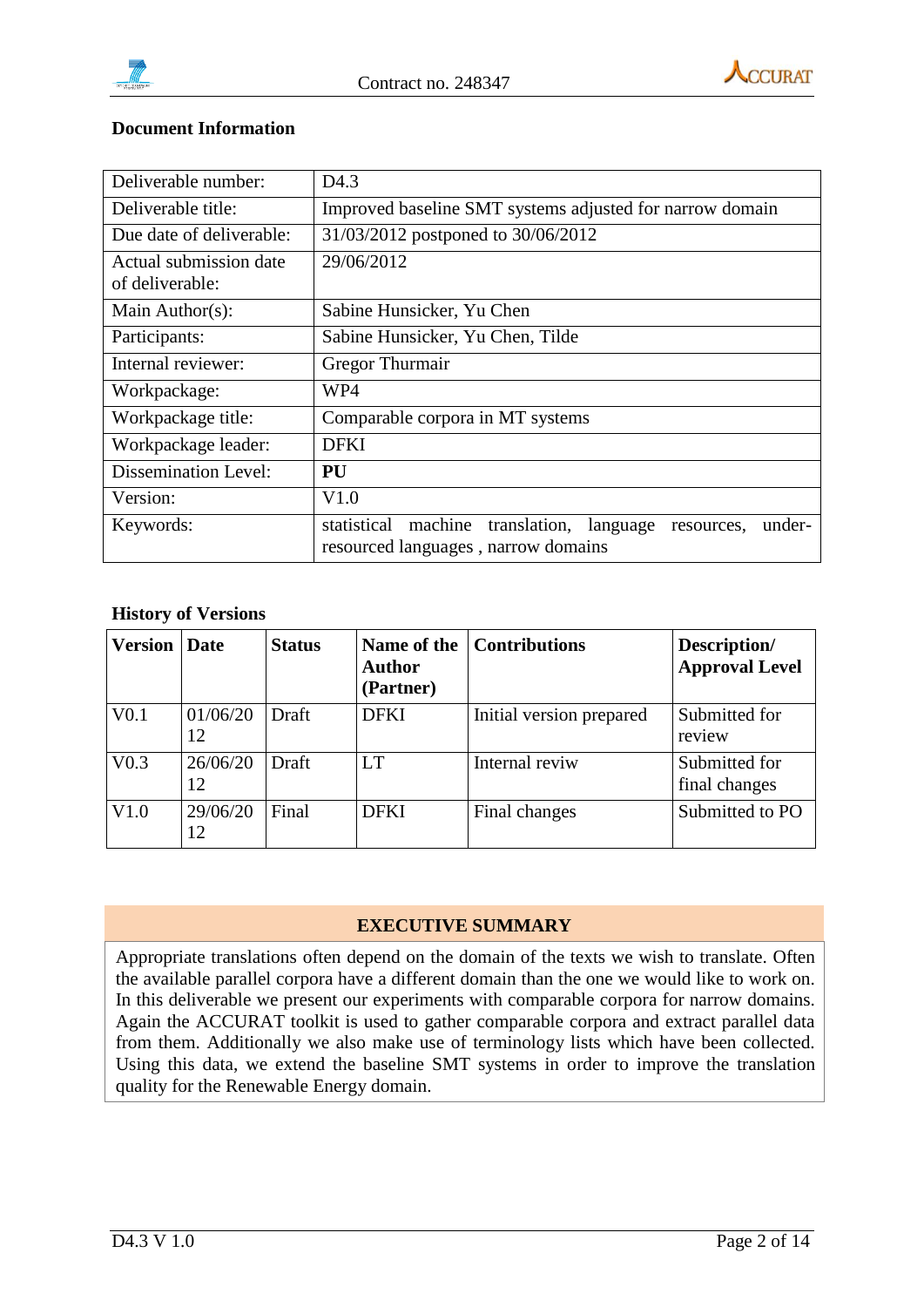## Document Information

| Deliverable number: | D4.3 |
|---|---|
| Deliverable title: | Improved baseline SMT systems adjusted for narrow domain |
| Due date of deliverable: | 31/03/2012 postponed to 30/06/2012 |
| Actual submission date of deliverable: | 29/06/2012 |
| Main Author(s): | Sabine Hunsicker, Yu Chen |
| Participants: | Sabine Hunsicker, Yu Chen, Tilde |
| Internal reviewer: | Gregor Thurmair |
| Workpackage: | WP4 |
| Workpackage title: | Comparable corpora in MT systems |
| Workpackage leader: | DFKI |
| Dissemination Level: | **PU** |
| Version: | V1.0 |
| Keywords: | statistical machine translation, language resources, under-resourced languages , narrow domains |

## History of Versions

| Version | Date | Status | Name of the Author (Partner) | Contributions | Description/ Approval Level |
|---|---|---|---|---|---|
| V0.1 | 01/06/2012 | Draft | DFKI | Initial version prepared | Submitted for review |
| V0.3 | 26/06/2012 | Draft | LT | Internal reviw | Submitted for final changes |
| V1.0 | 29/06/2012 | Final | DFKI | Final changes | Submitted to PO |

## EXECUTIVE SUMMARY

Appropriate translations often depend on the domain of the texts we wish to translate. Often the available parallel corpora have a different domain than the one we would like to work on. In this deliverable we present our experiments with comparable corpora for narrow domains. Again the ACCURAT toolkit is used to gather comparable corpora and extract parallel data from them. Additionally we also make use of terminology lists which have been collected. Using this data, we extend the baseline SMT systems in order to improve the translation quality for the Renewable Energy domain.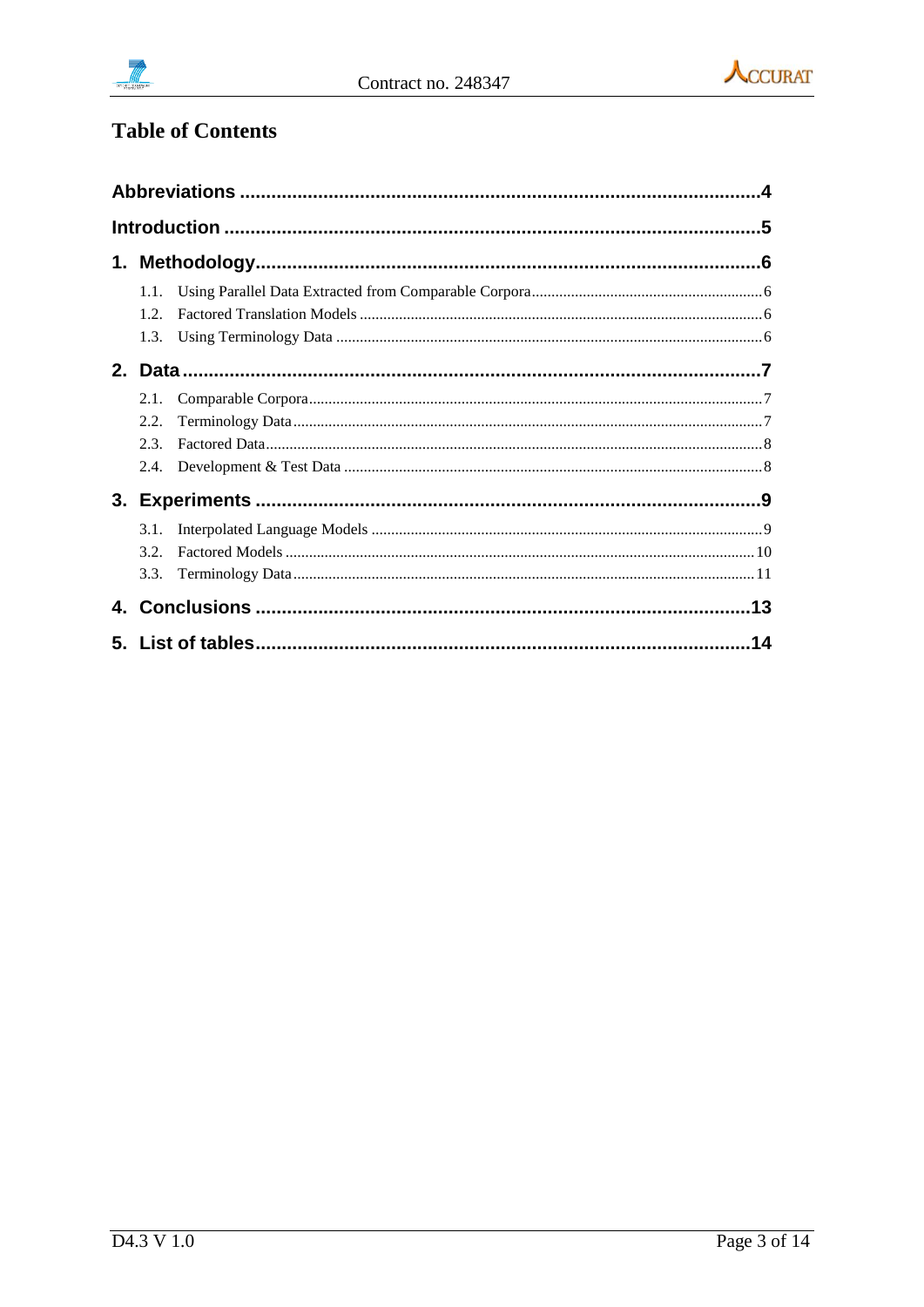# Table of Contents

Abbreviations ....................................................................................................4

Introduction .......................................................................................................5

1. Methodology.................................................................................................6

   1.1. Using Parallel Data Extracted from Comparable Corpora.........................................................6

   1.2. Factored Translation Models .....................................................................................................6

   1.3. Using Terminology Data ............................................................................................................6

2. Data ...............................................................................................................7

   2.1. Comparable Corpora...................................................................................................................7

   2.2. Terminology Data.......................................................................................................................7

   2.3. Factored Data..............................................................................................................................8

   2.4. Development & Test Data ..........................................................................................................8

3. Experiments .................................................................................................9

   3.1. Interpolated Language Models ...................................................................................................9

   3.2. Factored Models .......................................................................................................................10

   3.3. Terminology Data.....................................................................................................................11

4. Conclusions ...............................................................................................13

5. List of tables...............................................................................................14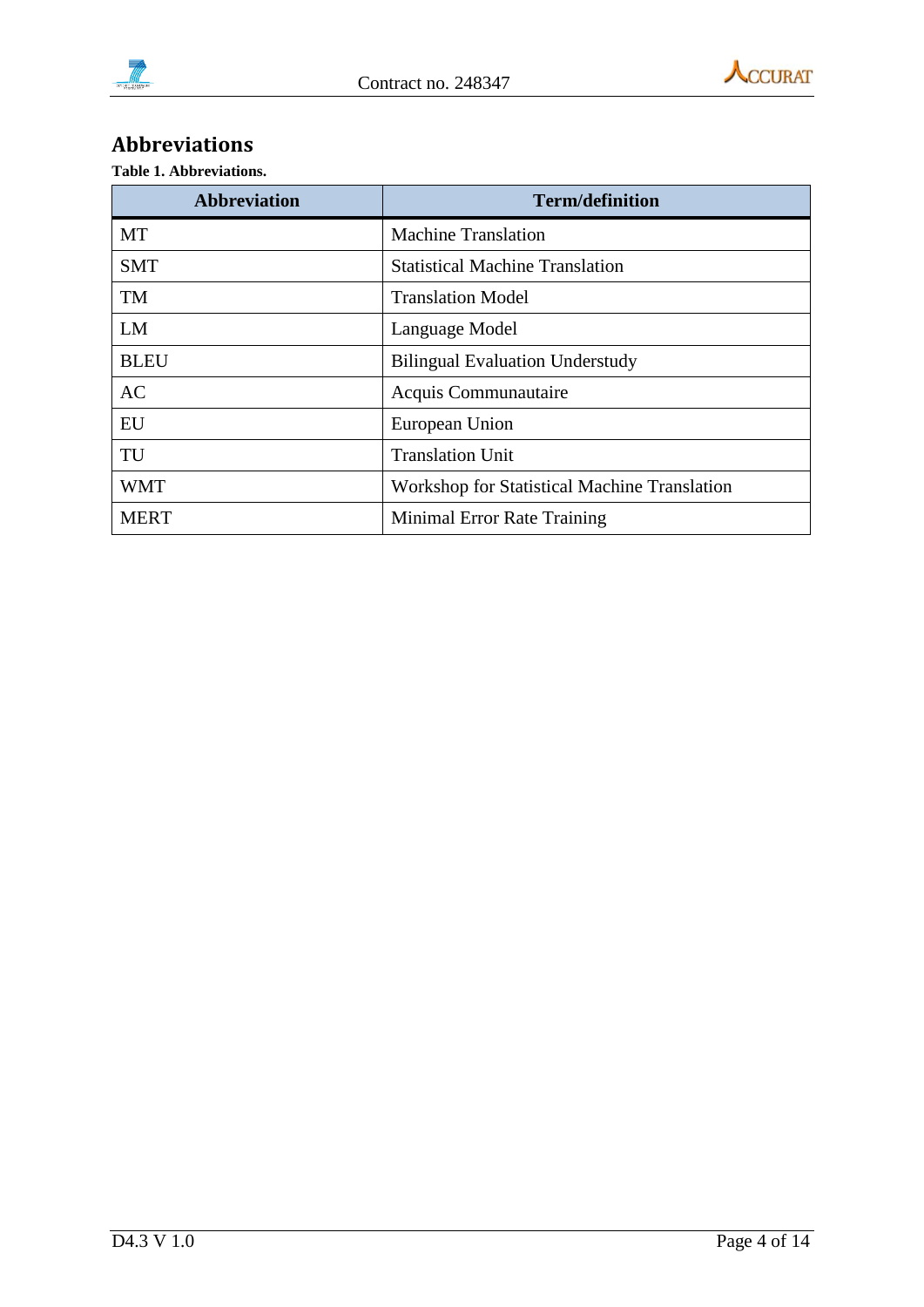## Abbreviations

**Table 1. Abbreviations.**

| Abbreviation | Term/definition |
|---|---|
| MT | Machine Translation |
| SMT | Statistical Machine Translation |
| TM | Translation Model |
| LM | Language Model |
| BLEU | Bilingual Evaluation Understudy |
| AC | Acquis Communautaire |
| EU | European Union |
| TU | Translation Unit |
| WMT | Workshop for Statistical Machine Translation |
| MERT | Minimal Error Rate Training |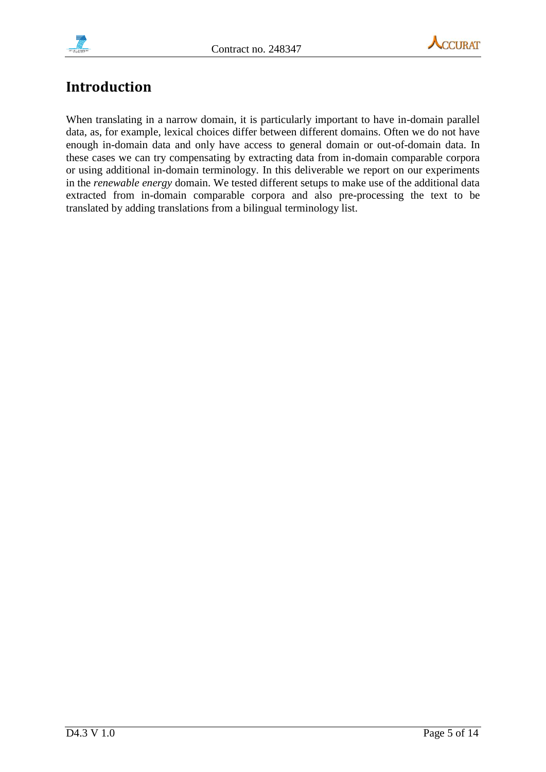# Introduction

When translating in a narrow domain, it is particularly important to have in-domain parallel data, as, for example, lexical choices differ between different domains. Often we do not have enough in-domain data and only have access to general domain or out-of-domain data. In these cases we can try compensating by extracting data from in-domain comparable corpora or using additional in-domain terminology. In this deliverable we report on our experiments in the *renewable energy* domain. We tested different setups to make use of the additional data extracted from in-domain comparable corpora and also pre-processing the text to be translated by adding translations from a bilingual terminology list.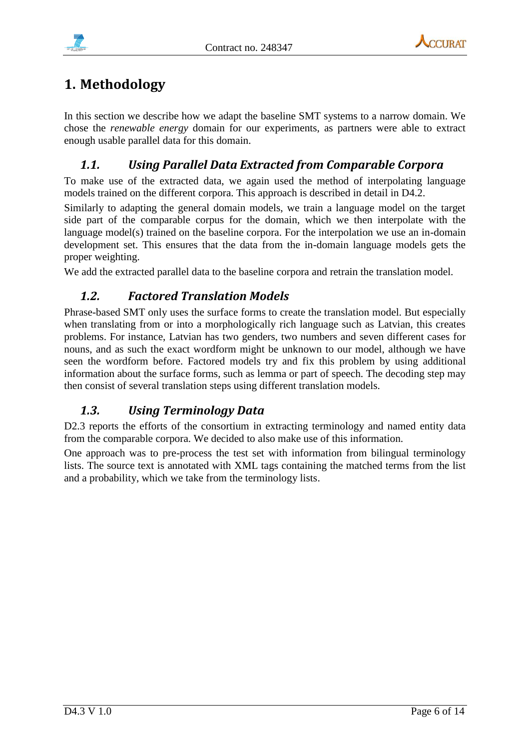# 1. Methodology

In this section we describe how we adapt the baseline SMT systems to a narrow domain. We chose the *renewable energy* domain for our experiments, as partners were able to extract enough usable parallel data for this domain.

## 1.1. Using Parallel Data Extracted from Comparable Corpora

To make use of the extracted data, we again used the method of interpolating language models trained on the different corpora. This approach is described in detail in D4.2.

Similarly to adapting the general domain models, we train a language model on the target side part of the comparable corpus for the domain, which we then interpolate with the language model(s) trained on the baseline corpora. For the interpolation we use an in-domain development set. This ensures that the data from the in-domain language models gets the proper weighting.

We add the extracted parallel data to the baseline corpora and retrain the translation model.

## 1.2. Factored Translation Models

Phrase-based SMT only uses the surface forms to create the translation model. But especially when translating from or into a morphologically rich language such as Latvian, this creates problems. For instance, Latvian has two genders, two numbers and seven different cases for nouns, and as such the exact wordform might be unknown to our model, although we have seen the wordform before. Factored models try and fix this problem by using additional information about the surface forms, such as lemma or part of speech. The decoding step may then consist of several translation steps using different translation models.

## 1.3. Using Terminology Data

D2.3 reports the efforts of the consortium in extracting terminology and named entity data from the comparable corpora. We decided to also make use of this information.

One approach was to pre-process the test set with information from bilingual terminology lists. The source text is annotated with XML tags containing the matched terms from the list and a probability, which we take from the terminology lists.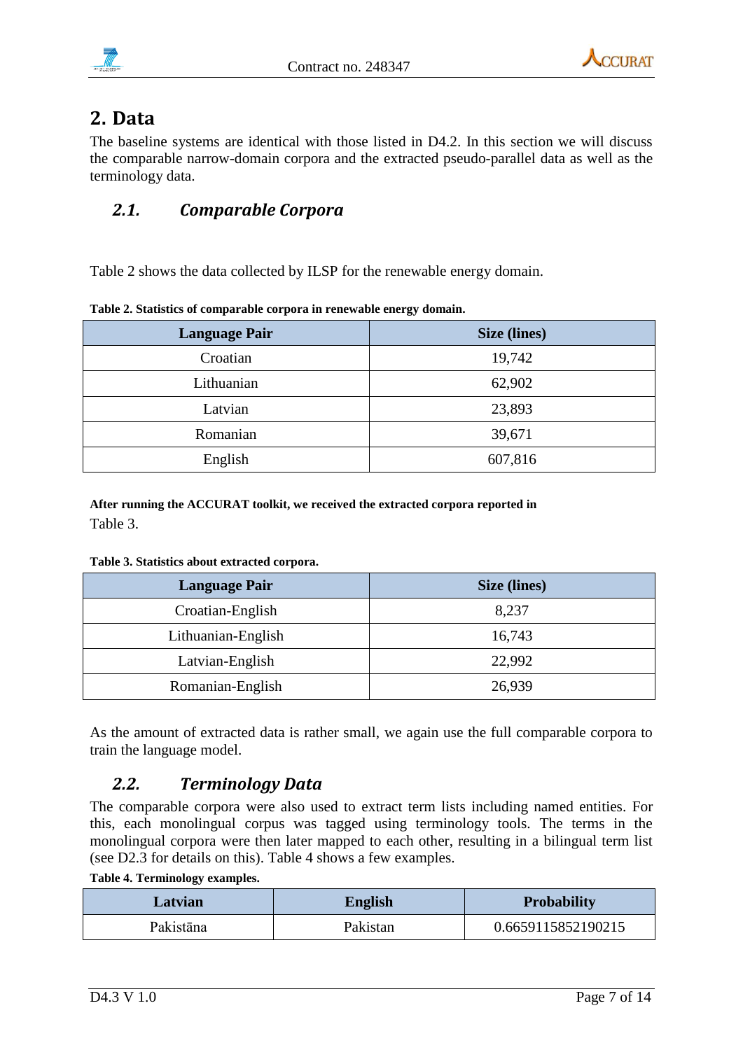# 2. Data

The baseline systems are identical with those listed in D4.2. In this section we will discuss the comparable narrow-domain corpora and the extracted pseudo-parallel data as well as the terminology data.

## *2.1. Comparable Corpora*

Table 2 shows the data collected by ILSP for the renewable energy domain.

**Table 2. Statistics of comparable corpora in renewable energy domain.**

| Language Pair | Size (lines) |
|---|---|
| Croatian | 19,742 |
| Lithuanian | 62,902 |
| Latvian | 23,893 |
| Romanian | 39,671 |
| English | 607,816 |

**After running the ACCURAT toolkit, we received the extracted corpora reported in** Table 3.

**Table 3. Statistics about extracted corpora.**

| Language Pair | Size (lines) |
|---|---|
| Croatian-English | 8,237 |
| Lithuanian-English | 16,743 |
| Latvian-English | 22,992 |
| Romanian-English | 26,939 |

As the amount of extracted data is rather small, we again use the full comparable corpora to train the language model.

## *2.2. Terminology Data*

The comparable corpora were also used to extract term lists including named entities. For this, each monolingual corpus was tagged using terminology tools. The terms in the monolingual corpora were then later mapped to each other, resulting in a bilingual term list (see D2.3 for details on this). Table 4 shows a few examples.

**Table 4. Terminology examples.**

| Latvian | English | Probability |
|---|---|---|
| Pakistāna | Pakistan | 0.6659115852190215 |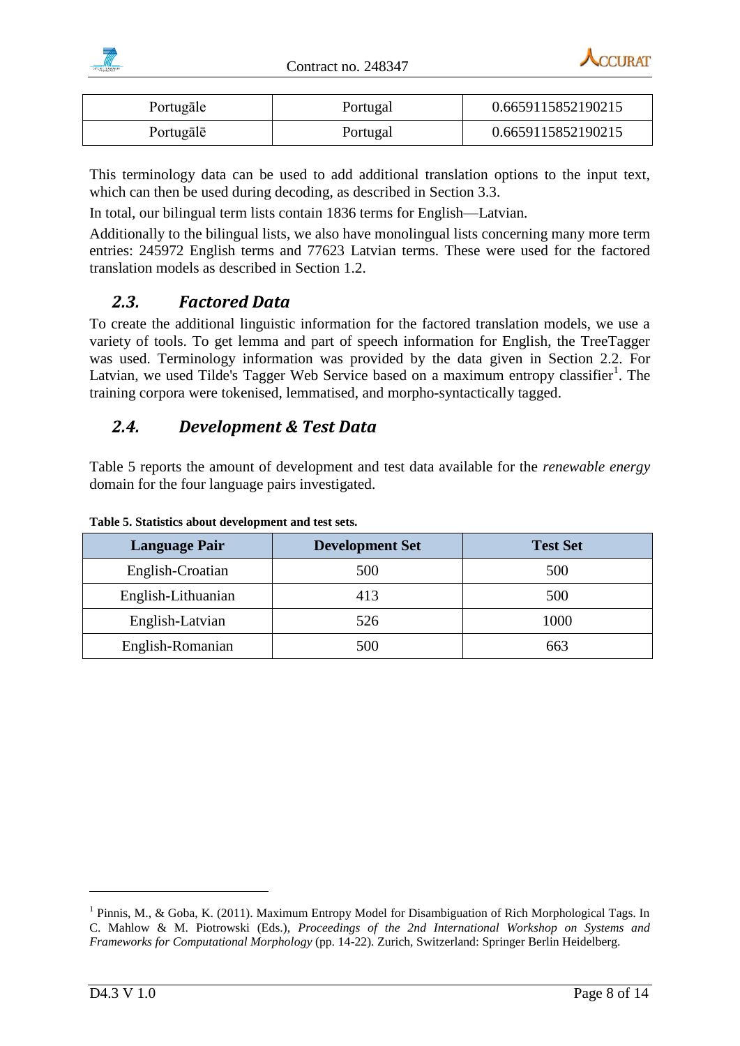| Portugāle | Portugal | 0.6659115852190215 |
|---|---|---|
| Portugālē | Portugal | 0.6659115852190215 |

This terminology data can be used to add additional translation options to the input text, which can then be used during decoding, as described in Section 3.3.

In total, our bilingual term lists contain 1836 terms for English—Latvian.

Additionally to the bilingual lists, we also have monolingual lists concerning many more term entries: 245972 English terms and 77623 Latvian terms. These were used for the factored translation models as described in Section 1.2.

## *2.3. Factored Data*

To create the additional linguistic information for the factored translation models, we use a variety of tools. To get lemma and part of speech information for English, the TreeTagger was used. Terminology information was provided by the data given in Section 2.2. For Latvian, we used Tilde's Tagger Web Service based on a maximum entropy classifier[1]. The training corpora were tokenised, lemmatised, and morpho-syntactically tagged.

## *2.4. Development & Test Data*

Table 5 reports the amount of development and test data available for the *renewable energy* domain for the four language pairs investigated.

**Table 5. Statistics about development and test sets.**

| Language Pair | Development Set | Test Set |
|---|---|---|
| English-Croatian | 500 | 500 |
| English-Lithuanian | 413 | 500 |
| English-Latvian | 526 | 1000 |
| English-Romanian | 500 | 663 |

[1] Pinnis, M., & Goba, K. (2011). Maximum Entropy Model for Disambiguation of Rich Morphological Tags. In C. Mahlow & M. Piotrowski (Eds.), *Proceedings of the 2nd International Workshop on Systems and Frameworks for Computational Morphology* (pp. 14-22). Zurich, Switzerland: Springer Berlin Heidelberg.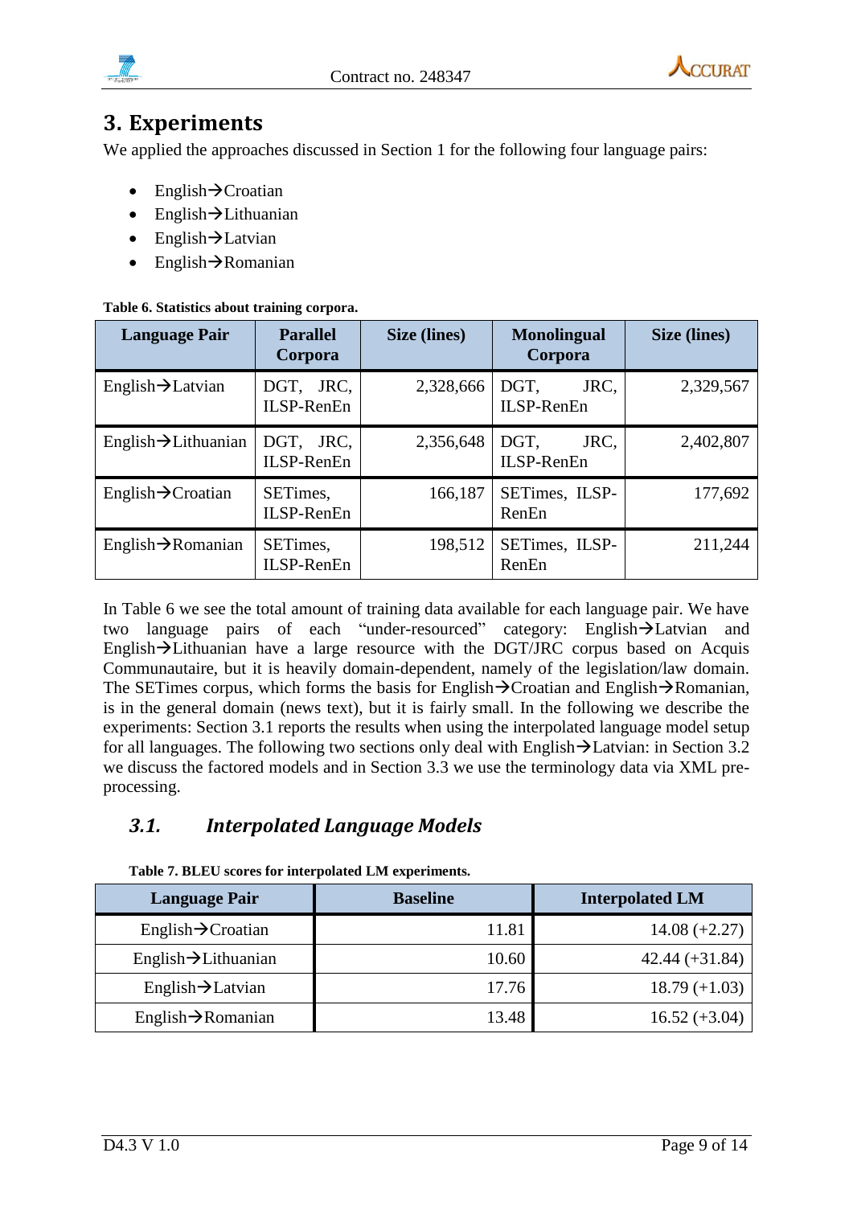# 3. Experiments

We applied the approaches discussed in Section 1 for the following four language pairs:

- English→Croatian
- English→Lithuanian
- English→Latvian
- English→Romanian

**Table 6. Statistics about training corpora.**

| Language Pair | Parallel Corpora | Size (lines) | Monolingual Corpora | Size (lines) |
|---|---|---|---|---|
| English→Latvian | DGT, JRC, ILSP-RenEn | 2,328,666 | DGT, JRC, ILSP-RenEn | 2,329,567 |
| English→Lithuanian | DGT, JRC, ILSP-RenEn | 2,356,648 | DGT, JRC, ILSP-RenEn | 2,402,807 |
| English→Croatian | SETimes, ILSP-RenEn | 166,187 | SETimes, ILSP-RenEn | 177,692 |
| English→Romanian | SETimes, ILSP-RenEn | 198,512 | SETimes, ILSP-RenEn | 211,244 |

In Table 6 we see the total amount of training data available for each language pair. We have two language pairs of each "under-resourced" category: English→Latvian and English→Lithuanian have a large resource with the DGT/JRC corpus based on Acquis Communautaire, but it is heavily domain-dependent, namely of the legislation/law domain. The SETimes corpus, which forms the basis for English→Croatian and English→Romanian, is in the general domain (news text), but it is fairly small. In the following we describe the experiments: Section 3.1 reports the results when using the interpolated language model setup for all languages. The following two sections only deal with English→Latvian: in Section 3.2 we discuss the factored models and in Section 3.3 we use the terminology data via XML pre-processing.

## *3.1. Interpolated Language Models*

**Table 7. BLEU scores for interpolated LM experiments.**

| Language Pair | Baseline | Interpolated LM |
|---|---|---|
| English→Croatian | 11.81 | 14.08 (+2.27) |
| English→Lithuanian | 10.60 | 42.44 (+31.84) |
| English→Latvian | 17.76 | 18.79 (+1.03) |
| English→Romanian | 13.48 | 16.52 (+3.04) |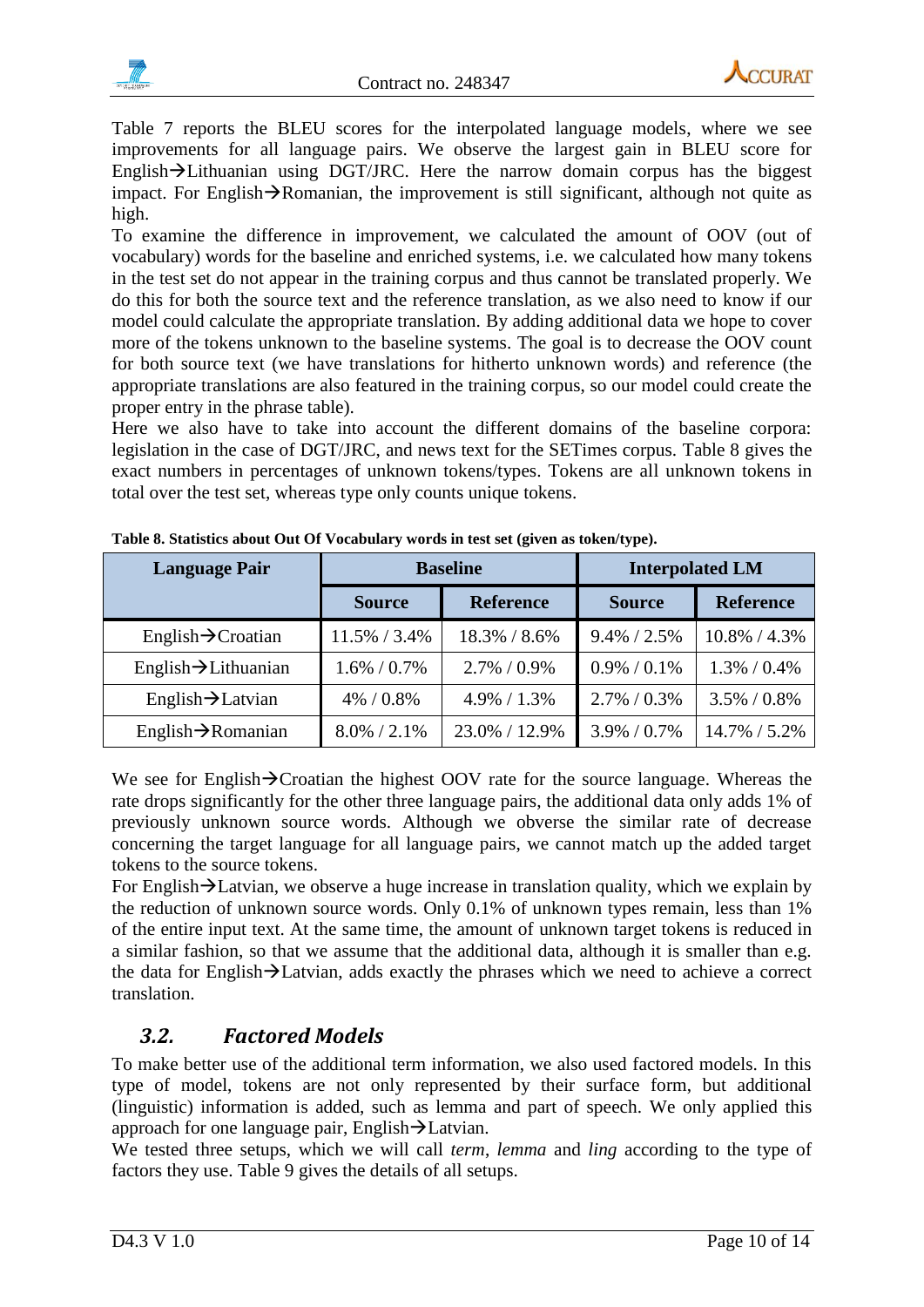Table 7 reports the BLEU scores for the interpolated language models, where we see improvements for all language pairs. We observe the largest gain in BLEU score for English→Lithuanian using DGT/JRC. Here the narrow domain corpus has the biggest impact. For English→Romanian, the improvement is still significant, although not quite as high.

To examine the difference in improvement, we calculated the amount of OOV (out of vocabulary) words for the baseline and enriched systems, i.e. we calculated how many tokens in the test set do not appear in the training corpus and thus cannot be translated properly. We do this for both the source text and the reference translation, as we also need to know if our model could calculate the appropriate translation. By adding additional data we hope to cover more of the tokens unknown to the baseline systems. The goal is to decrease the OOV count for both source text (we have translations for hitherto unknown words) and reference (the appropriate translations are also featured in the training corpus, so our model could create the proper entry in the phrase table).

Here we also have to take into account the different domains of the baseline corpora: legislation in the case of DGT/JRC, and news text for the SETimes corpus. Table 8 gives the exact numbers in percentages of unknown tokens/types. Tokens are all unknown tokens in total over the test set, whereas type only counts unique tokens.

**Table 8. Statistics about Out Of Vocabulary words in test set (given as token/type).**

| Language Pair | Baseline | | Interpolated LM | |
|---|---|---|---|---|
| | Source | Reference | Source | Reference |
| English→Croatian | 11.5% / 3.4% | 18.3% / 8.6% | 9.4% / 2.5% | 10.8% / 4.3% |
| English→Lithuanian | 1.6% / 0.7% | 2.7% / 0.9% | 0.9% / 0.1% | 1.3% / 0.4% |
| English→Latvian | 4% / 0.8% | 4.9% / 1.3% | 2.7% / 0.3% | 3.5% / 0.8% |
| English→Romanian | 8.0% / 2.1% | 23.0% / 12.9% | 3.9% / 0.7% | 14.7% / 5.2% |

We see for English→Croatian the highest OOV rate for the source language. Whereas the rate drops significantly for the other three language pairs, the additional data only adds 1% of previously unknown source words. Although we obverse the similar rate of decrease concerning the target language for all language pairs, we cannot match up the added target tokens to the source tokens.

For English→Latvian, we observe a huge increase in translation quality, which we explain by the reduction of unknown source words. Only 0.1% of unknown types remain, less than 1% of the entire input text. At the same time, the amount of unknown target tokens is reduced in a similar fashion, so that we assume that the additional data, although it is smaller than e.g. the data for English→Latvian, adds exactly the phrases which we need to achieve a correct translation.

## 3.2. Factored Models

To make better use of the additional term information, we also used factored models. In this type of model, tokens are not only represented by their surface form, but additional (linguistic) information is added, such as lemma and part of speech. We only applied this approach for one language pair, English→Latvian.

We tested three setups, which we will call *term*, *lemma* and *ling* according to the type of factors they use. Table 9 gives the details of all setups.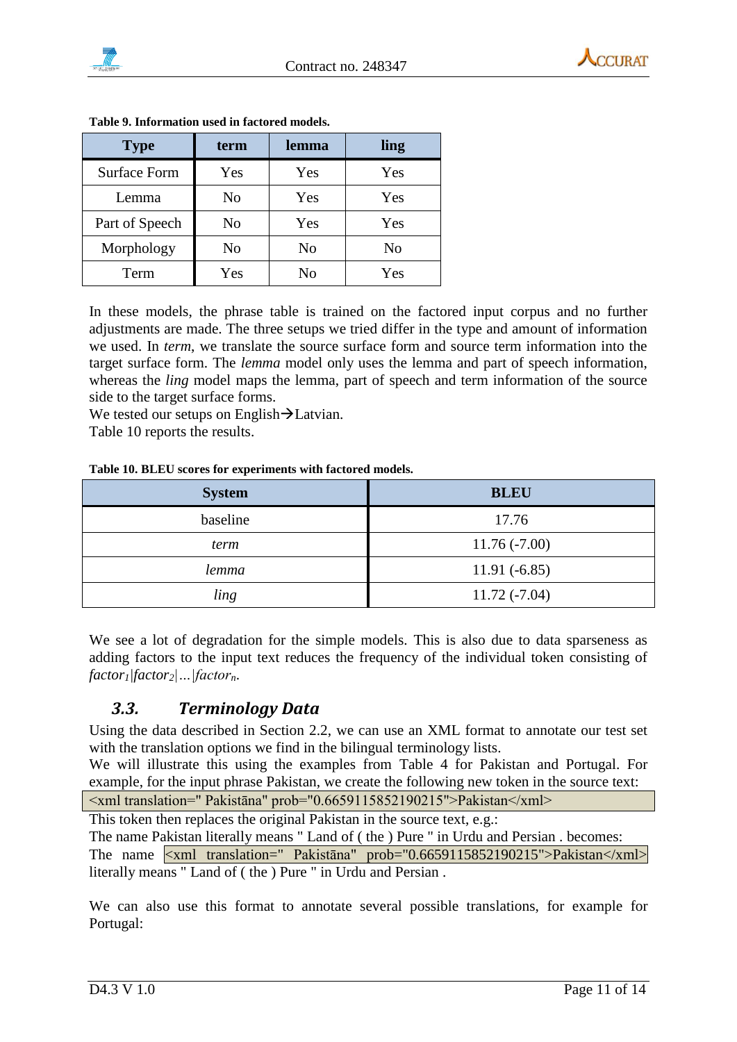**Table 9. Information used in factored models.**

| Type | term | lemma | ling |
|---|---|---|---|
| Surface Form | Yes | Yes | Yes |
| Lemma | No | Yes | Yes |
| Part of Speech | No | Yes | Yes |
| Morphology | No | No | No |
| Term | Yes | No | Yes |

In these models, the phrase table is trained on the factored input corpus and no further adjustments are made. The three setups we tried differ in the type and amount of information we used. In *term*, we translate the source surface form and source term information into the target surface form. The *lemma* model only uses the lemma and part of speech information, whereas the *ling* model maps the lemma, part of speech and term information of the source side to the target surface forms.
We tested our setups on English→Latvian.
Table 10 reports the results.

**Table 10. BLEU scores for experiments with factored models.**

| System | BLEU |
|---|---|
| baseline | 17.76 |
| *term* | 11.76 (-7.00) |
| *lemma* | 11.91 (-6.85) |
| *ling* | 11.72 (-7.04) |

We see a lot of degradation for the simple models. This is also due to data sparseness as adding factors to the input text reduces the frequency of the individual token consisting of $factor_1|factor_2|\ldots|factor_n$.

## *3.3. Terminology Data*

Using the data described in Section 2.2, we can use an XML format to annotate our test set with the translation options we find in the bilingual terminology lists.
We will illustrate this using the examples from Table 4 for Pakistan and Portugal. For example, for the input phrase Pakistan, we create the following new token in the source text:

```
<xml translation=" Pakistāna" prob="0.6659115852190215">Pakistan</xml>
```

This token then replaces the original Pakistan in the source text, e.g.:
The name Pakistan literally means " Land of ( the ) Pure " in Urdu and Persian . becomes:
The name `<xml translation=" Pakistāna" prob="0.6659115852190215">Pakistan</xml>` literally means " Land of ( the ) Pure " in Urdu and Persian .

We can also use this format to annotate several possible translations, for example for Portugal: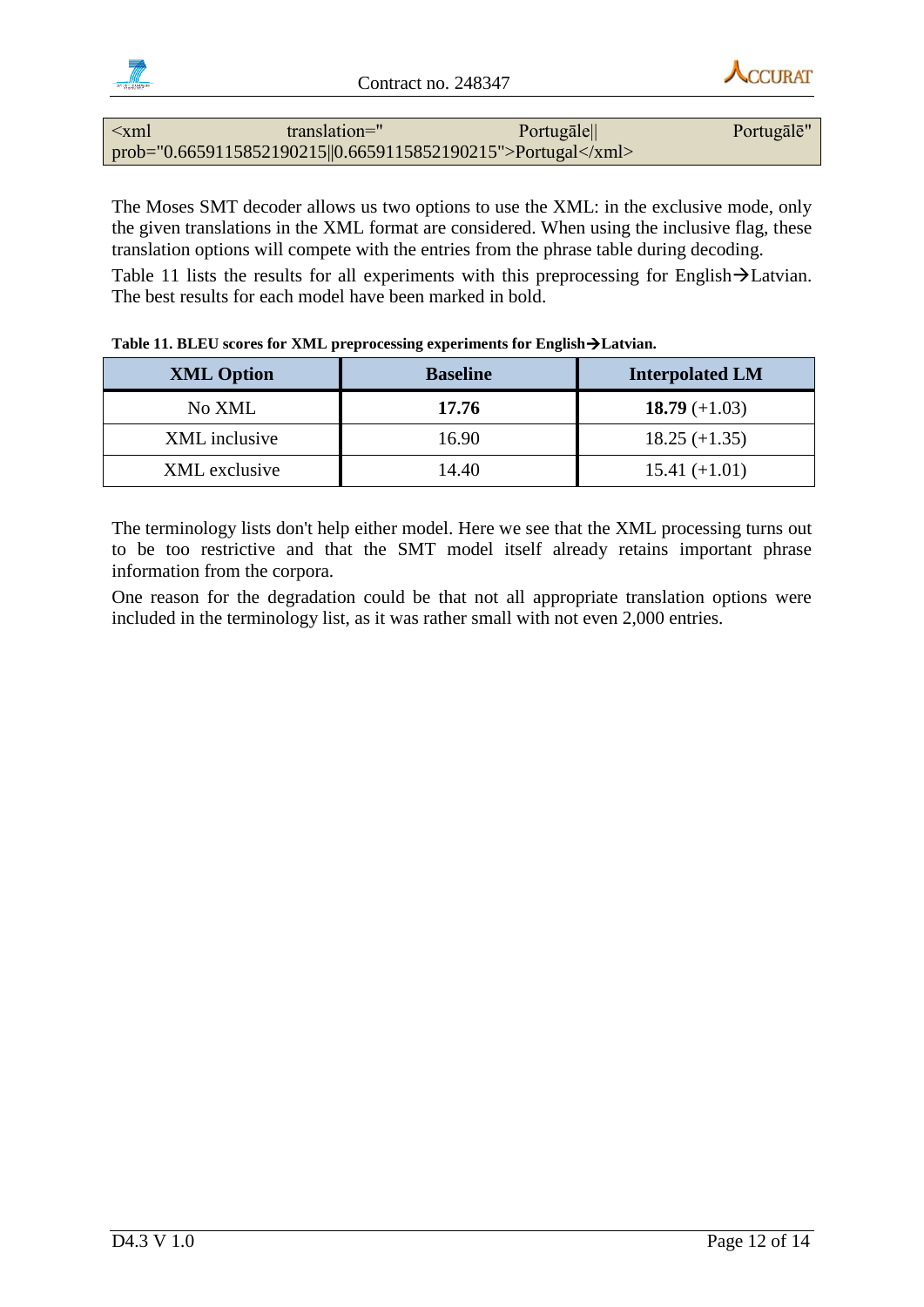```
<xml translation=" Portugāle|| Portugālē" prob="0.6659115852190215||0.6659115852190215">Portugal</xml>
```

The Moses SMT decoder allows us two options to use the XML: in the exclusive mode, only the given translations in the XML format are considered. When using the inclusive flag, these translation options will compete with the entries from the phrase table during decoding.

Table 11 lists the results for all experiments with this preprocessing for English→Latvian. The best results for each model have been marked in bold.

**Table 11. BLEU scores for XML preprocessing experiments for English→Latvian.**

| XML Option | Baseline | Interpolated LM |
| --- | --- | --- |
| No XML | **17.76** | **18.79** (+1.03) |
| XML inclusive | 16.90 | 18.25 (+1.35) |
| XML exclusive | 14.40 | 15.41 (+1.01) |

The terminology lists don't help either model. Here we see that the XML processing turns out to be too restrictive and that the SMT model itself already retains important phrase information from the corpora.

One reason for the degradation could be that not all appropriate translation options were included in the terminology list, as it was rather small with not even 2,000 entries.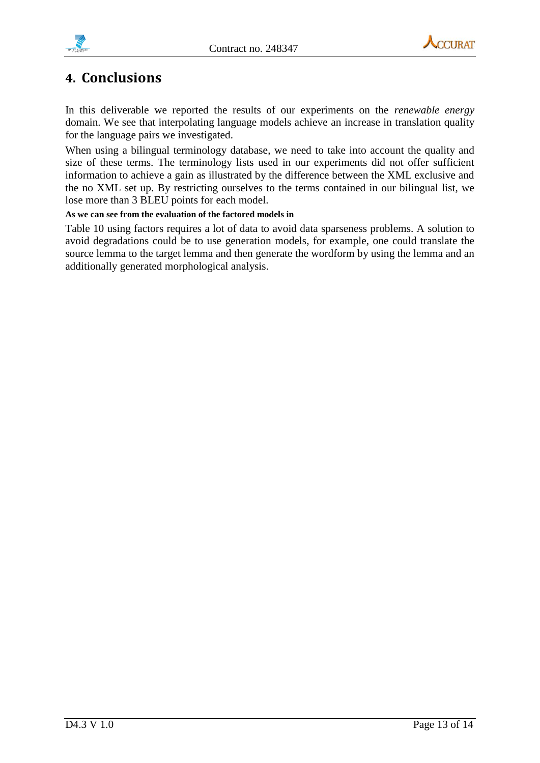# 4. Conclusions

In this deliverable we reported the results of our experiments on the *renewable energy* domain. We see that interpolating language models achieve an increase in translation quality for the language pairs we investigated.

When using a bilingual terminology database, we need to take into account the quality and size of these terms. The terminology lists used in our experiments did not offer sufficient information to achieve a gain as illustrated by the difference between the XML exclusive and the no XML set up. By restricting ourselves to the terms contained in our bilingual list, we lose more than 3 BLEU points for each model.

**As we can see from the evaluation of the factored models in**

Table 10 using factors requires a lot of data to avoid data sparseness problems. A solution to avoid degradations could be to use generation models, for example, one could translate the source lemma to the target lemma and then generate the wordform by using the lemma and an additionally generated morphological analysis.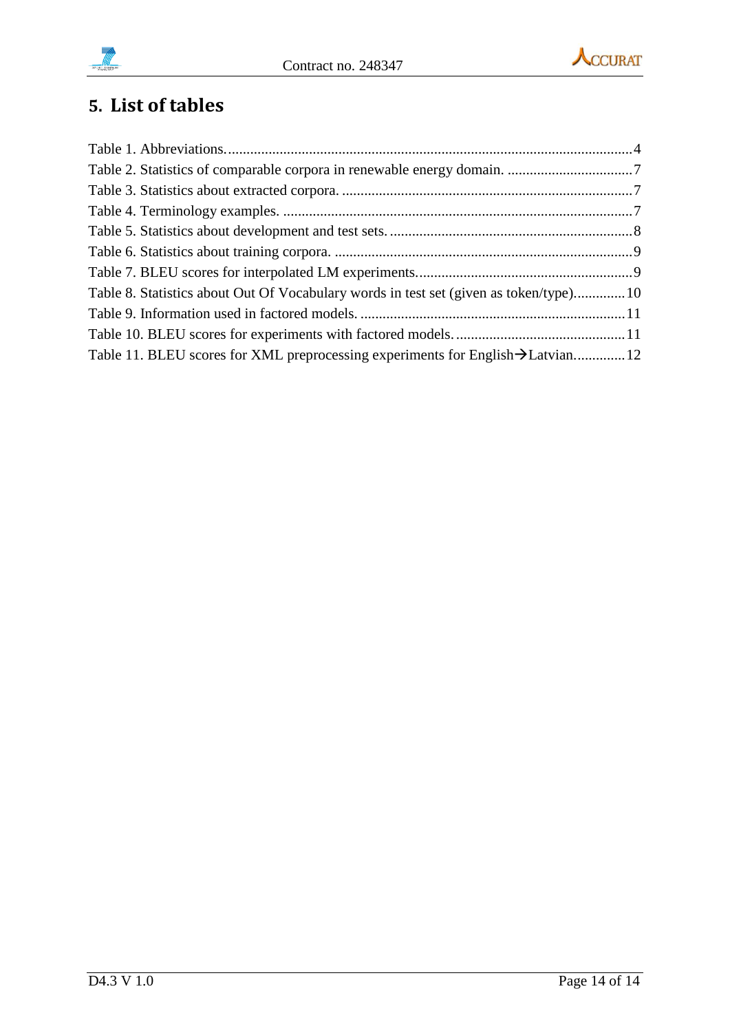# 5. List of tables

Table 1. Abbreviations. .....4
Table 2. Statistics of comparable corpora in renewable energy domain. .....7
Table 3. Statistics about extracted corpora. .....7
Table 4. Terminology examples. .....7
Table 5. Statistics about development and test sets. .....8
Table 6. Statistics about training corpora. .....9
Table 7. BLEU scores for interpolated LM experiments. .....9
Table 8. Statistics about Out Of Vocabulary words in test set (given as token/type). .....10
Table 9. Information used in factored models. .....11
Table 10. BLEU scores for experiments with factored models. .....11
Table 11. BLEU scores for XML preprocessing experiments for English→Latvian. .....12